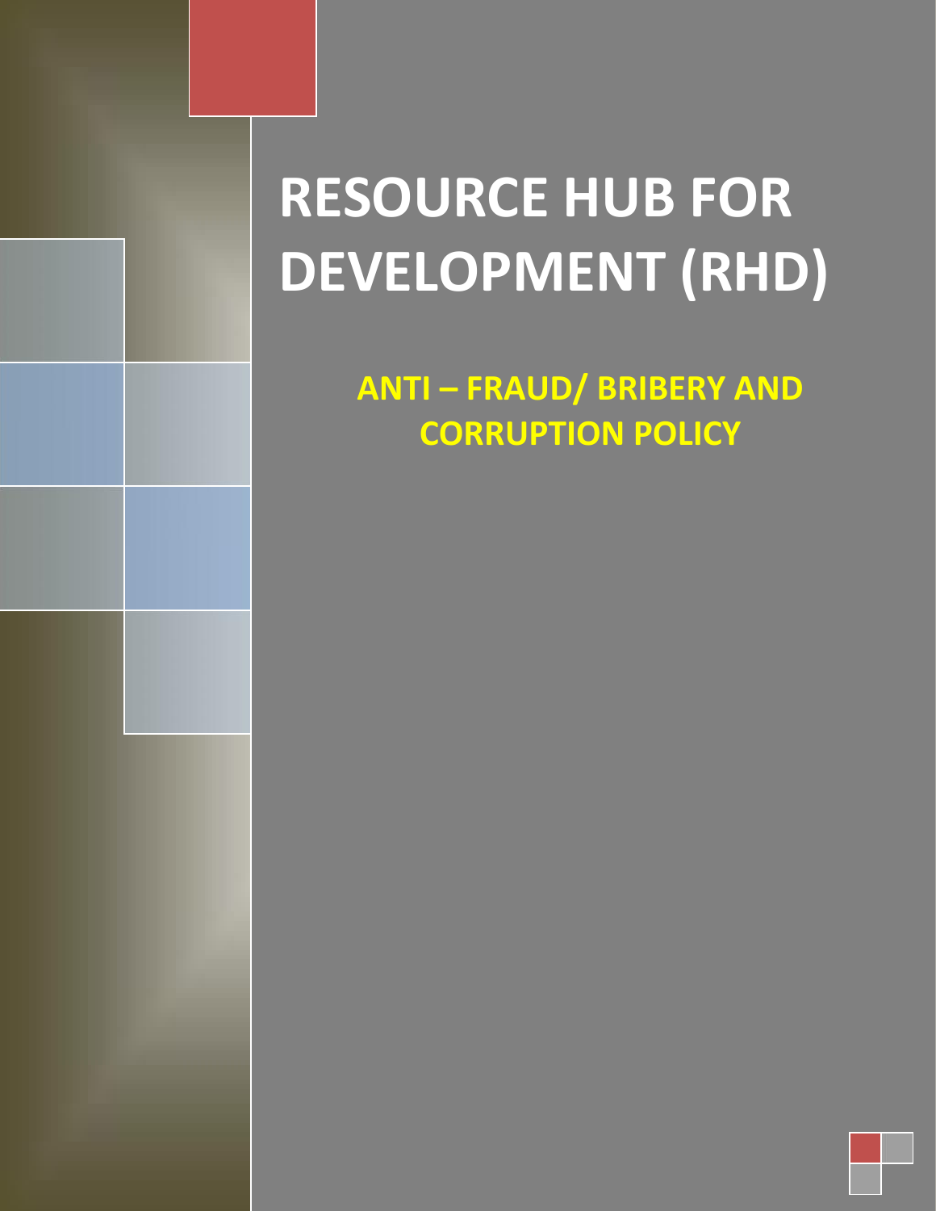# RESOURCE HUB FOR DEVELOPMENT (RHD)

## ANTI – FRAUD/ BRIBERY AND CORRUPTION POLICY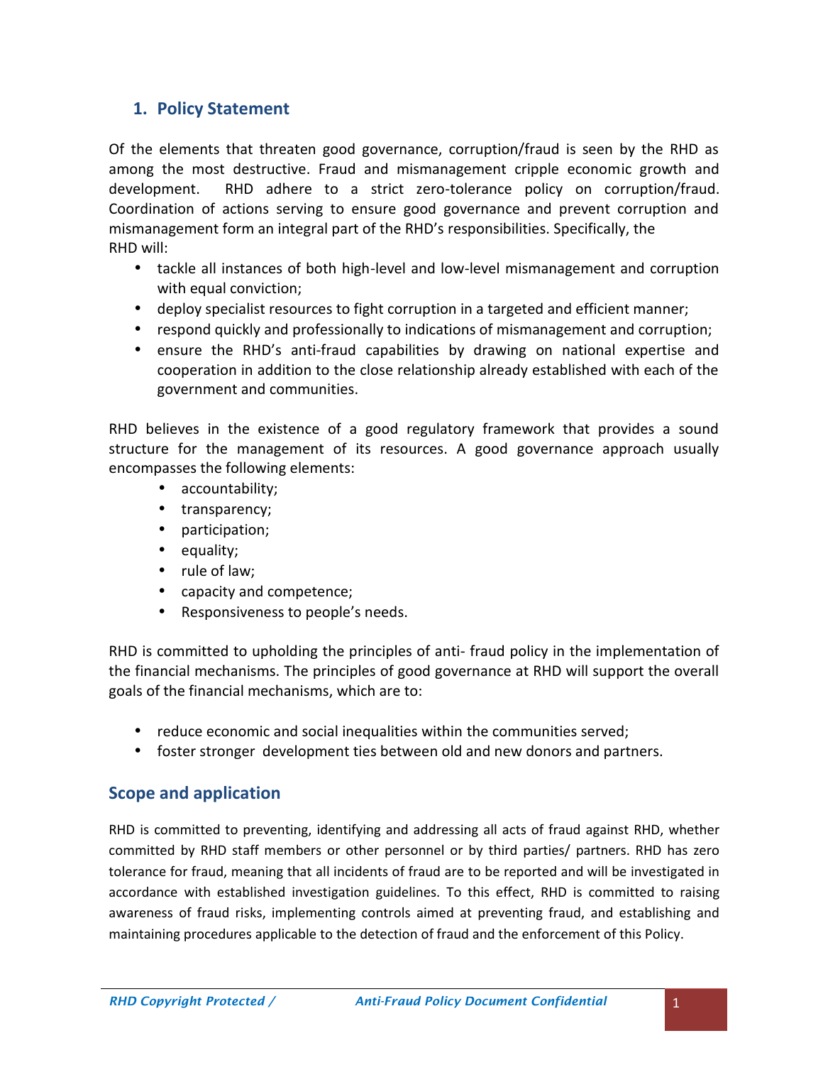## 1. Policy Statement

Of the elements that threaten good governance, corruption/fraud is seen by the RHD as among the most destructive. Fraud and mismanagement cripple economic growth and development. RHD adhere to a strict zero-tolerance policy on corruption/fraud. Coordination of actions serving to ensure good governance and prevent corruption and mismanagement form an integral part of the RHD's responsibilities. Specifically, the RHD will:

- tackle all instances of both high-level and low-level mismanagement and corruption with equal conviction;
- deploy specialist resources to fight corruption in a targeted and efficient manner;
- respond quickly and professionally to indications of mismanagement and corruption;
- ensure the RHD's anti-fraud capabilities by drawing on national expertise and cooperation in addition to the close relationship already established with each of the government and communities.

RHD believes in the existence of a good regulatory framework that provides a sound structure for the management of its resources. A good governance approach usually encompasses the following elements:

- accountability;
- transparency;
- participation;
- equality;
- rule of law;
- capacity and competence;
- Responsiveness to people's needs.

RHD is committed to upholding the principles of anti- fraud policy in the implementation of the financial mechanisms. The principles of good governance at RHD will support the overall goals of the financial mechanisms, which are to:

- reduce economic and social inequalities within the communities served;
- foster stronger development ties between old and new donors and partners.

## Scope and application

RHD is committed to preventing, identifying and addressing all acts of fraud against RHD, whether committed by RHD staff members or other personnel or by third parties/ partners. RHD has zero tolerance for fraud, meaning that all incidents of fraud are to be reported and will be investigated in accordance with established investigation guidelines. To this effect, RHD is committed to raising awareness of fraud risks, implementing controls aimed at preventing fraud, and establishing and maintaining procedures applicable to the detection of fraud and the enforcement of this Policy.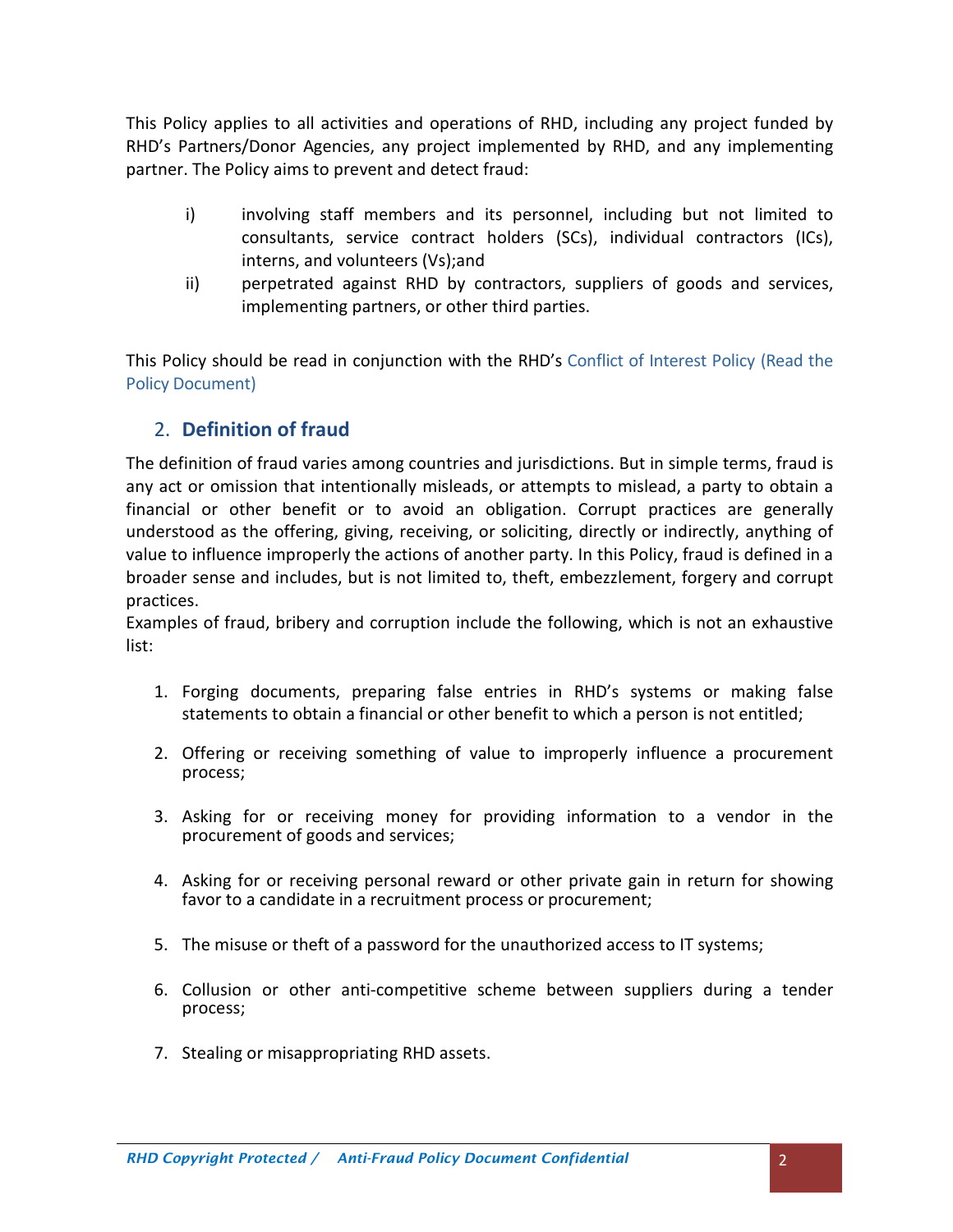This Policy applies to all activities and operations of RHD, including any project funded by RHD's Partners/Donor Agencies, any project implemented by RHD, and any implementing partner. The Policy aims to prevent and detect fraud:

i) involving staff members and its personnel, including but not limited to consultants, service contract holders (SCs), individual contractors (ICs), interns, and volunteers (Vs);and

ii) perpetrated against RHD by contractors, suppliers of goods and services, implementing partners, or other third parties.

This Policy should be read in conjunction with the RHD's Conflict of Interest Policy (Read the Policy Document)

## 2. Definition of fraud

The definition of fraud varies among countries and jurisdictions. But in simple terms, fraud is any act or omission that intentionally misleads, or attempts to mislead, a party to obtain a financial or other benefit or to avoid an obligation. Corrupt practices are generally understood as the offering, giving, receiving, or soliciting, directly or indirectly, anything of value to influence improperly the actions of another party. In this Policy, fraud is defined in a broader sense and includes, but is not limited to, theft, embezzlement, forgery and corrupt practices.

Examples of fraud, bribery and corruption include the following, which is not an exhaustive list:

1. Forging documents, preparing false entries in RHD's systems or making false statements to obtain a financial or other benefit to which a person is not entitled;

2. Offering or receiving something of value to improperly influence a procurement process;

3. Asking for or receiving money for providing information to a vendor in the procurement of goods and services;

4. Asking for or receiving personal reward or other private gain in return for showing favor to a candidate in a recruitment process or procurement;

5. The misuse or theft of a password for the unauthorized access to IT systems;

6. Collusion or other anti-competitive scheme between suppliers during a tender process;

7. Stealing or misappropriating RHD assets.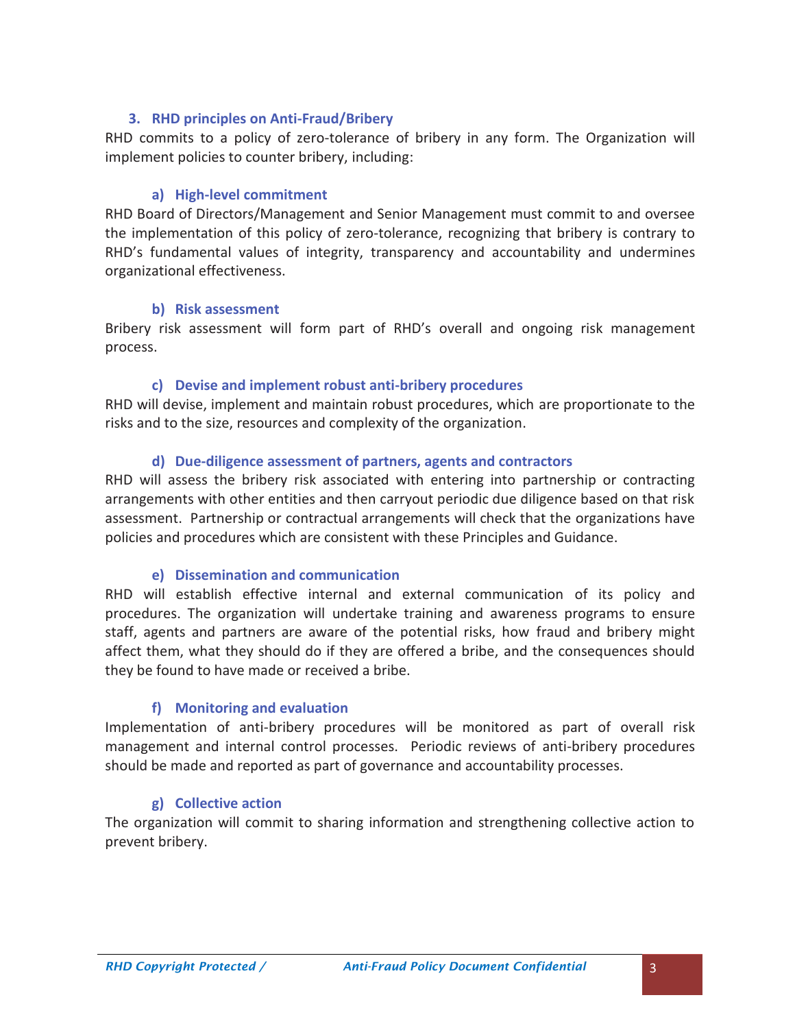## 3. RHD principles on Anti-Fraud/Bribery

RHD commits to a policy of zero-tolerance of bribery in any form. The Organization will implement policies to counter bribery, including:

### a) High-level commitment

RHD Board of Directors/Management and Senior Management must commit to and oversee the implementation of this policy of zero-tolerance, recognizing that bribery is contrary to RHD's fundamental values of integrity, transparency and accountability and undermines organizational effectiveness.

### b) Risk assessment

Bribery risk assessment will form part of RHD's overall and ongoing risk management process.

### c) Devise and implement robust anti-bribery procedures

RHD will devise, implement and maintain robust procedures, which are proportionate to the risks and to the size, resources and complexity of the organization.

### d) Due-diligence assessment of partners, agents and contractors

RHD will assess the bribery risk associated with entering into partnership or contracting arrangements with other entities and then carryout periodic due diligence based on that risk assessment. Partnership or contractual arrangements will check that the organizations have policies and procedures which are consistent with these Principles and Guidance.

### e) Dissemination and communication

RHD will establish effective internal and external communication of its policy and procedures. The organization will undertake training and awareness programs to ensure staff, agents and partners are aware of the potential risks, how fraud and bribery might affect them, what they should do if they are offered a bribe, and the consequences should they be found to have made or received a bribe.

### f) Monitoring and evaluation

Implementation of anti-bribery procedures will be monitored as part of overall risk management and internal control processes. Periodic reviews of anti-bribery procedures should be made and reported as part of governance and accountability processes.

### g) Collective action

The organization will commit to sharing information and strengthening collective action to prevent bribery.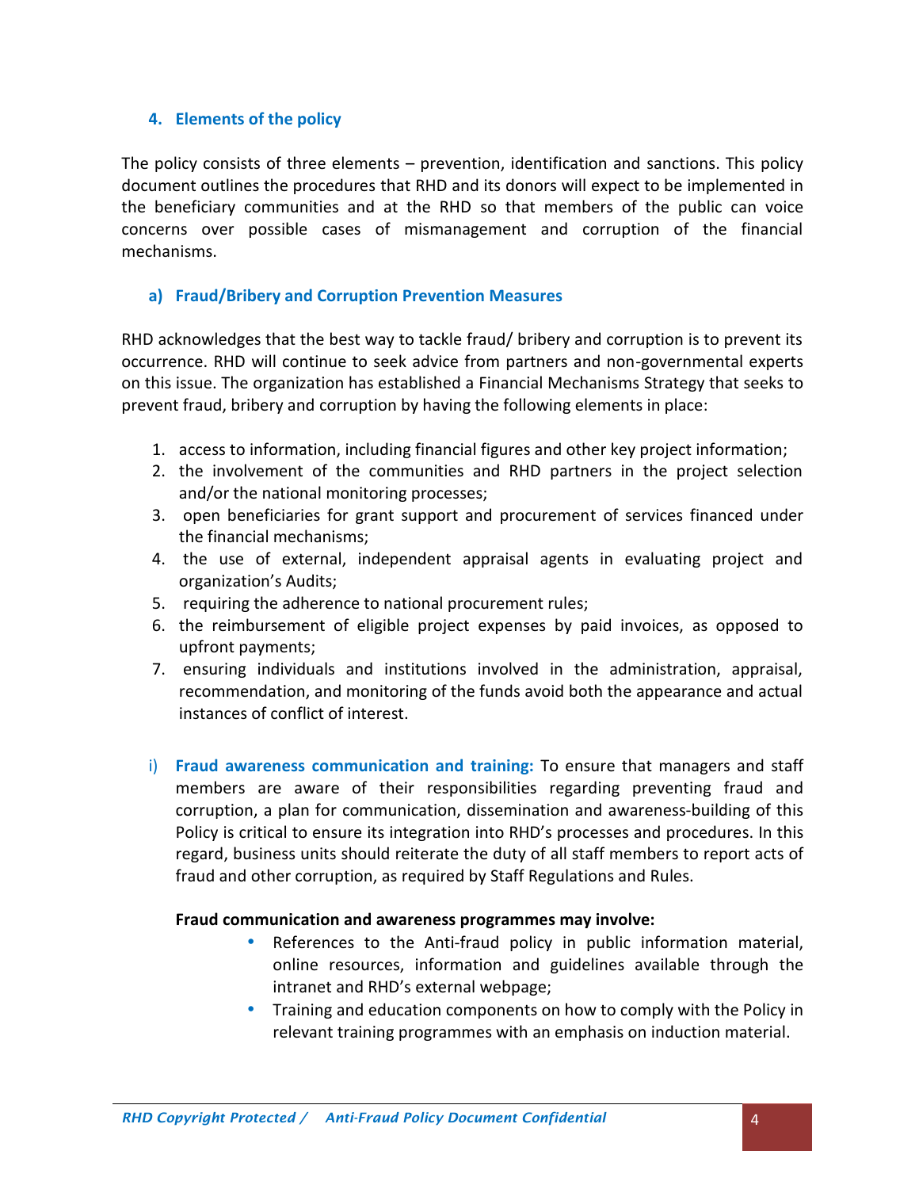## 4. Elements of the policy

The policy consists of three elements – prevention, identification and sanctions. This policy document outlines the procedures that RHD and its donors will expect to be implemented in the beneficiary communities and at the RHD so that members of the public can voice concerns over possible cases of mismanagement and corruption of the financial mechanisms.

### a) Fraud/Bribery and Corruption Prevention Measures

RHD acknowledges that the best way to tackle fraud/ bribery and corruption is to prevent its occurrence. RHD will continue to seek advice from partners and non-governmental experts on this issue. The organization has established a Financial Mechanisms Strategy that seeks to prevent fraud, bribery and corruption by having the following elements in place:

1. access to information, including financial figures and other key project information;
2. the involvement of the communities and RHD partners in the project selection and/or the national monitoring processes;
3. open beneficiaries for grant support and procurement of services financed under the financial mechanisms;
4. the use of external, independent appraisal agents in evaluating project and organization's Audits;
5. requiring the adherence to national procurement rules;
6. the reimbursement of eligible project expenses by paid invoices, as opposed to upfront payments;
7. ensuring individuals and institutions involved in the administration, appraisal, recommendation, and monitoring of the funds avoid both the appearance and actual instances of conflict of interest.

i) **Fraud awareness communication and training:** To ensure that managers and staff members are aware of their responsibilities regarding preventing fraud and corruption, a plan for communication, dissemination and awareness-building of this Policy is critical to ensure its integration into RHD's processes and procedures. In this regard, business units should reiterate the duty of all staff members to report acts of fraud and other corruption, as required by Staff Regulations and Rules.

**Fraud communication and awareness programmes may involve:**

- References to the Anti-fraud policy in public information material, online resources, information and guidelines available through the intranet and RHD's external webpage;
- Training and education components on how to comply with the Policy in relevant training programmes with an emphasis on induction material.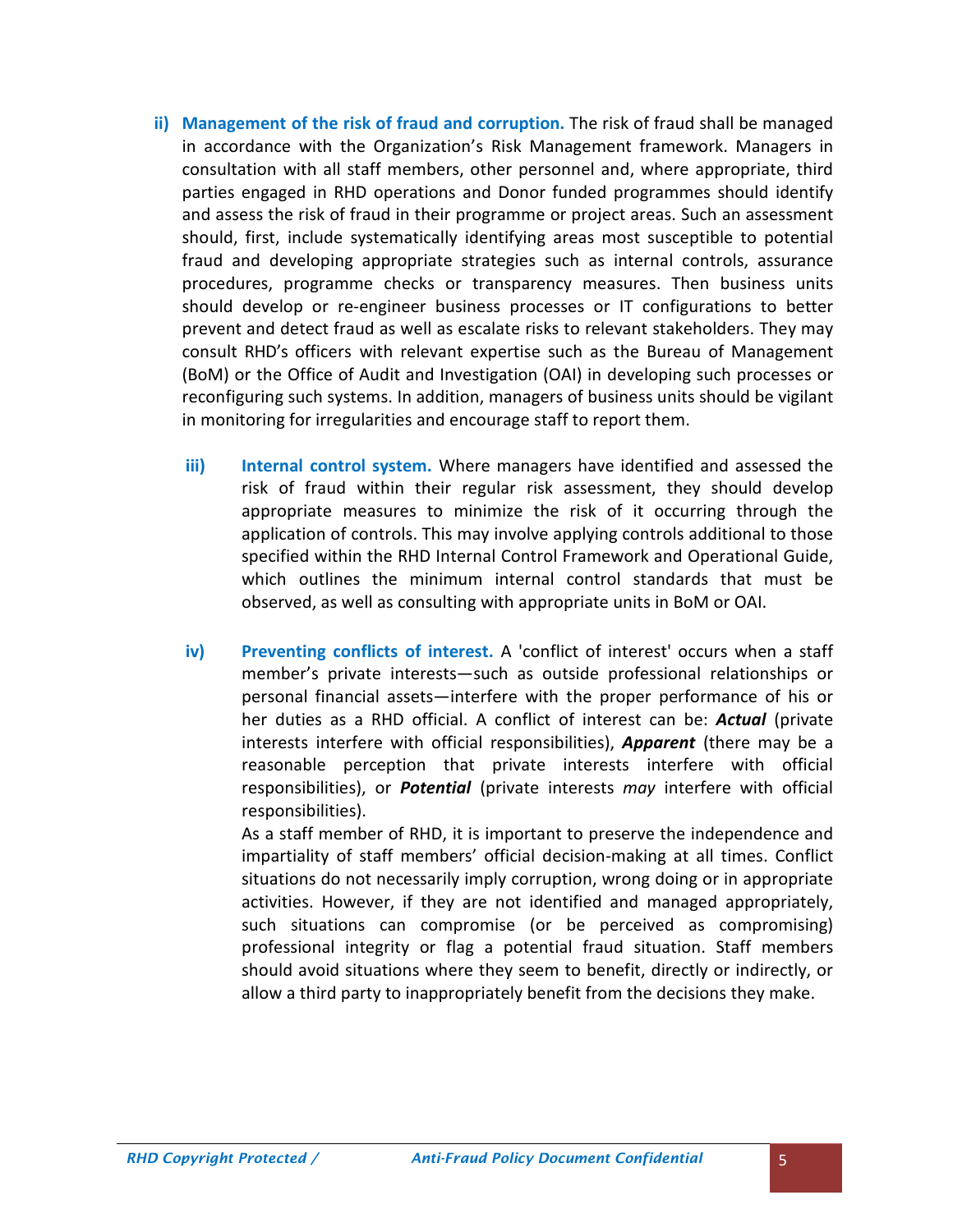**ii) Management of the risk of fraud and corruption.** The risk of fraud shall be managed in accordance with the Organization's Risk Management framework. Managers in consultation with all staff members, other personnel and, where appropriate, third parties engaged in RHD operations and Donor funded programmes should identify and assess the risk of fraud in their programme or project areas. Such an assessment should, first, include systematically identifying areas most susceptible to potential fraud and developing appropriate strategies such as internal controls, assurance procedures, programme checks or transparency measures. Then business units should develop or re-engineer business processes or IT configurations to better prevent and detect fraud as well as escalate risks to relevant stakeholders. They may consult RHD's officers with relevant expertise such as the Bureau of Management (BoM) or the Office of Audit and Investigation (OAI) in developing such processes or reconfiguring such systems. In addition, managers of business units should be vigilant in monitoring for irregularities and encourage staff to report them.

**iii) Internal control system.** Where managers have identified and assessed the risk of fraud within their regular risk assessment, they should develop appropriate measures to minimize the risk of it occurring through the application of controls. This may involve applying controls additional to those specified within the RHD Internal Control Framework and Operational Guide, which outlines the minimum internal control standards that must be observed, as well as consulting with appropriate units in BoM or OAI.

**iv) Preventing conflicts of interest.** A 'conflict of interest' occurs when a staff member's private interests—such as outside professional relationships or personal financial assets—interfere with the proper performance of his or her duties as a RHD official. A conflict of interest can be: ***Actual*** (private interests interfere with official responsibilities), ***Apparent*** (there may be a reasonable perception that private interests interfere with official responsibilities), or ***Potential*** (private interests *may* interfere with official responsibilities).

As a staff member of RHD, it is important to preserve the independence and impartiality of staff members' official decision-making at all times. Conflict situations do not necessarily imply corruption, wrong doing or in appropriate activities. However, if they are not identified and managed appropriately, such situations can compromise (or be perceived as compromising) professional integrity or flag a potential fraud situation. Staff members should avoid situations where they seem to benefit, directly or indirectly, or allow a third party to inappropriately benefit from the decisions they make.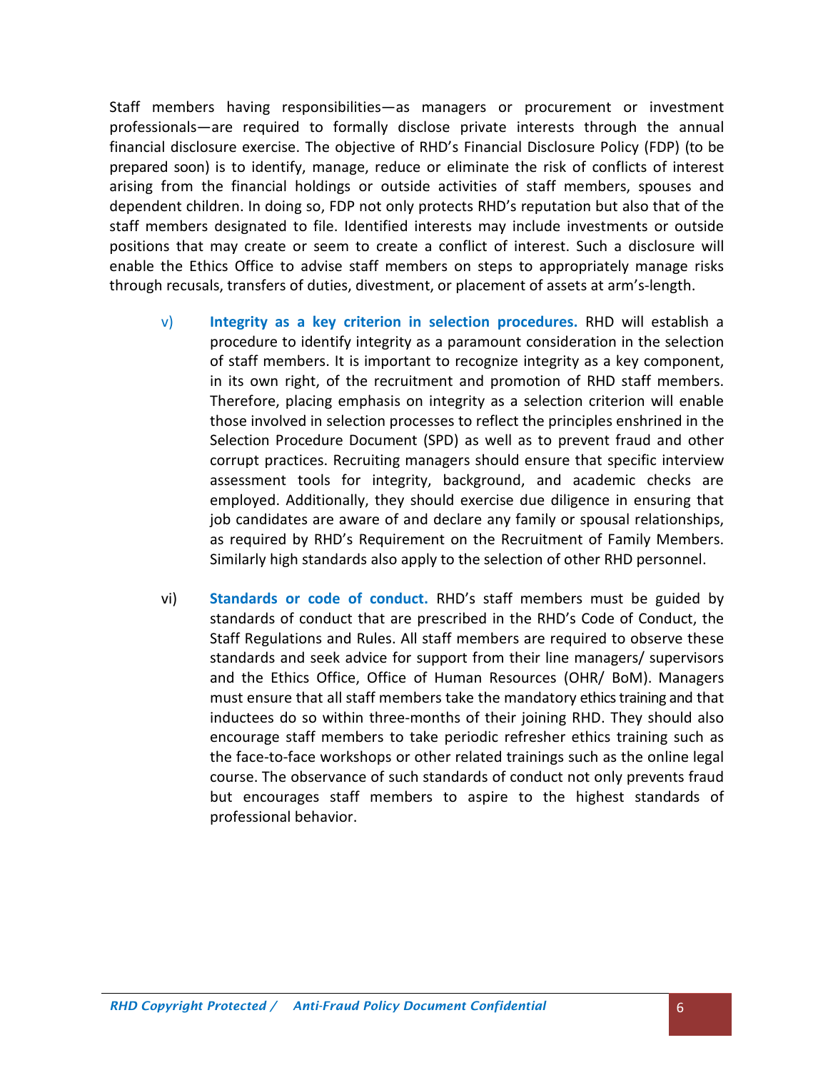Staff members having responsibilities—as managers or procurement or investment professionals—are required to formally disclose private interests through the annual financial disclosure exercise. The objective of RHD's Financial Disclosure Policy (FDP) (to be prepared soon) is to identify, manage, reduce or eliminate the risk of conflicts of interest arising from the financial holdings or outside activities of staff members, spouses and dependent children. In doing so, FDP not only protects RHD's reputation but also that of the staff members designated to file. Identified interests may include investments or outside positions that may create or seem to create a conflict of interest. Such a disclosure will enable the Ethics Office to advise staff members on steps to appropriately manage risks through recusals, transfers of duties, divestment, or placement of assets at arm's-length.

v) **Integrity as a key criterion in selection procedures.** RHD will establish a procedure to identify integrity as a paramount consideration in the selection of staff members. It is important to recognize integrity as a key component, in its own right, of the recruitment and promotion of RHD staff members. Therefore, placing emphasis on integrity as a selection criterion will enable those involved in selection processes to reflect the principles enshrined in the Selection Procedure Document (SPD) as well as to prevent fraud and other corrupt practices. Recruiting managers should ensure that specific interview assessment tools for integrity, background, and academic checks are employed. Additionally, they should exercise due diligence in ensuring that job candidates are aware of and declare any family or spousal relationships, as required by RHD's Requirement on the Recruitment of Family Members. Similarly high standards also apply to the selection of other RHD personnel.

vi) **Standards or code of conduct.** RHD's staff members must be guided by standards of conduct that are prescribed in the RHD's Code of Conduct, the Staff Regulations and Rules. All staff members are required to observe these standards and seek advice for support from their line managers/ supervisors and the Ethics Office, Office of Human Resources (OHR/ BoM). Managers must ensure that all staff members take the mandatory ethics training and that inductees do so within three-months of their joining RHD. They should also encourage staff members to take periodic refresher ethics training such as the face-to-face workshops or other related trainings such as the online legal course. The observance of such standards of conduct not only prevents fraud but encourages staff members to aspire to the highest standards of professional behavior.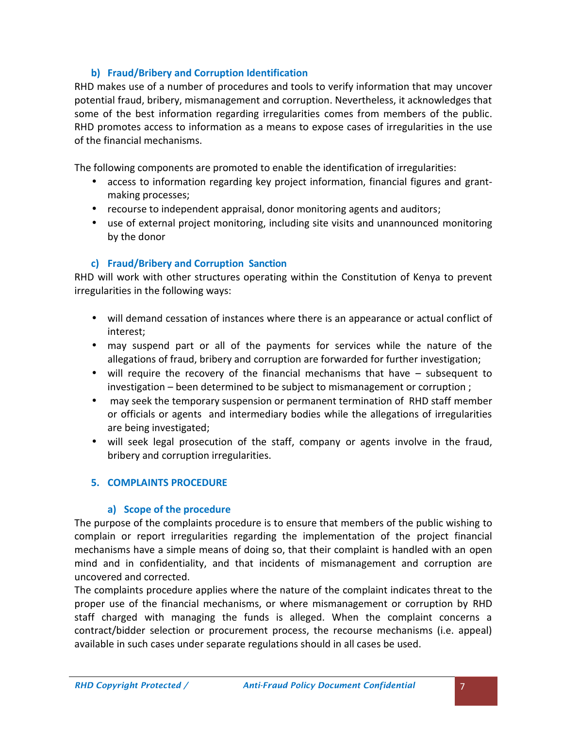### b) Fraud/Bribery and Corruption Identification

RHD makes use of a number of procedures and tools to verify information that may uncover potential fraud, bribery, mismanagement and corruption. Nevertheless, it acknowledges that some of the best information regarding irregularities comes from members of the public. RHD promotes access to information as a means to expose cases of irregularities in the use of the financial mechanisms.

The following components are promoted to enable the identification of irregularities:

- access to information regarding key project information, financial figures and grant-making processes;
- recourse to independent appraisal, donor monitoring agents and auditors;
- use of external project monitoring, including site visits and unannounced monitoring by the donor

### c) Fraud/Bribery and Corruption Sanction

RHD will work with other structures operating within the Constitution of Kenya to prevent irregularities in the following ways:

- will demand cessation of instances where there is an appearance or actual conflict of interest;
- may suspend part or all of the payments for services while the nature of the allegations of fraud, bribery and corruption are forwarded for further investigation;
- will require the recovery of the financial mechanisms that have – subsequent to investigation – been determined to be subject to mismanagement or corruption ;
- may seek the temporary suspension or permanent termination of RHD staff member or officials or agents and intermediary bodies while the allegations of irregularities are being investigated;
- will seek legal prosecution of the staff, company or agents involve in the fraud, bribery and corruption irregularities.

## 5. COMPLAINTS PROCEDURE

### a) Scope of the procedure

The purpose of the complaints procedure is to ensure that members of the public wishing to complain or report irregularities regarding the implementation of the project financial mechanisms have a simple means of doing so, that their complaint is handled with an open mind and in confidentiality, and that incidents of mismanagement and corruption are uncovered and corrected.

The complaints procedure applies where the nature of the complaint indicates threat to the proper use of the financial mechanisms, or where mismanagement or corruption by RHD staff charged with managing the funds is alleged. When the complaint concerns a contract/bidder selection or procurement process, the recourse mechanisms (i.e. appeal) available in such cases under separate regulations should in all cases be used.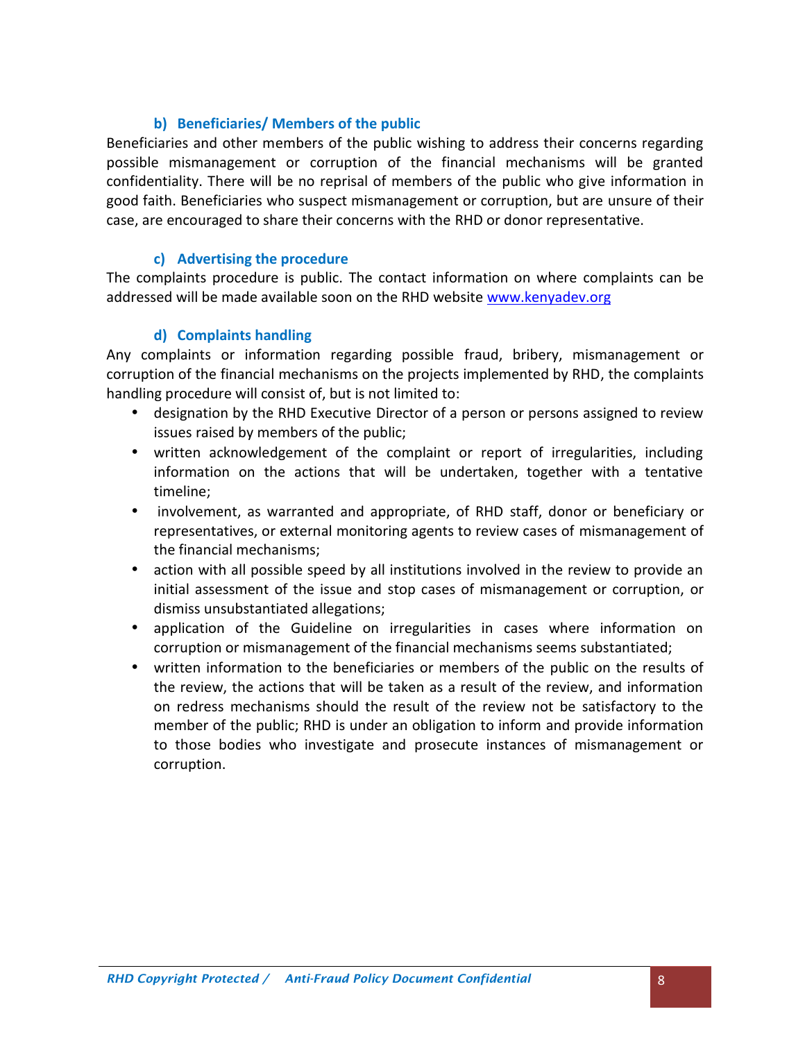#### b) Beneficiaries/ Members of the public

Beneficiaries and other members of the public wishing to address their concerns regarding possible mismanagement or corruption of the financial mechanisms will be granted confidentiality. There will be no reprisal of members of the public who give information in good faith. Beneficiaries who suspect mismanagement or corruption, but are unsure of their case, are encouraged to share their concerns with the RHD or donor representative.

#### c) Advertising the procedure

The complaints procedure is public. The contact information on where complaints can be addressed will be made available soon on the RHD website [www.kenyadev.org](www.kenyadev.org)

#### d) Complaints handling

Any complaints or information regarding possible fraud, bribery, mismanagement or corruption of the financial mechanisms on the projects implemented by RHD, the complaints handling procedure will consist of, but is not limited to:

- designation by the RHD Executive Director of a person or persons assigned to review issues raised by members of the public;
- written acknowledgement of the complaint or report of irregularities, including information on the actions that will be undertaken, together with a tentative timeline;
- involvement, as warranted and appropriate, of RHD staff, donor or beneficiary or representatives, or external monitoring agents to review cases of mismanagement of the financial mechanisms;
- action with all possible speed by all institutions involved in the review to provide an initial assessment of the issue and stop cases of mismanagement or corruption, or dismiss unsubstantiated allegations;
- application of the Guideline on irregularities in cases where information on corruption or mismanagement of the financial mechanisms seems substantiated;
- written information to the beneficiaries or members of the public on the results of the review, the actions that will be taken as a result of the review, and information on redress mechanisms should the result of the review not be satisfactory to the member of the public; RHD is under an obligation to inform and provide information to those bodies who investigate and prosecute instances of mismanagement or corruption.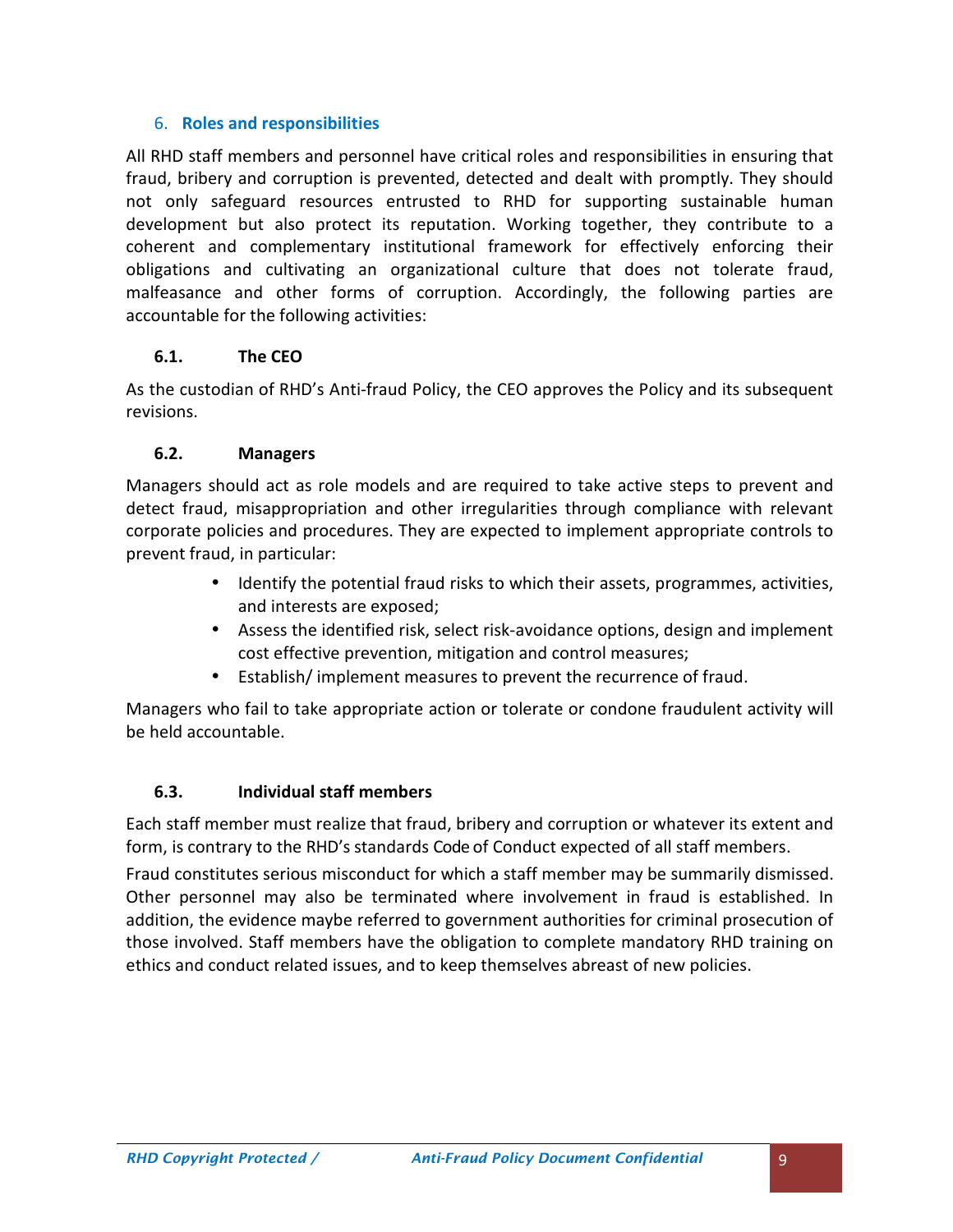## 6. Roles and responsibilities

All RHD staff members and personnel have critical roles and responsibilities in ensuring that fraud, bribery and corruption is prevented, detected and dealt with promptly. They should not only safeguard resources entrusted to RHD for supporting sustainable human development but also protect its reputation. Working together, they contribute to a coherent and complementary institutional framework for effectively enforcing their obligations and cultivating an organizational culture that does not tolerate fraud, malfeasance and other forms of corruption. Accordingly, the following parties are accountable for the following activities:

### 6.1. The CEO

As the custodian of RHD's Anti-fraud Policy, the CEO approves the Policy and its subsequent revisions.

### 6.2. Managers

Managers should act as role models and are required to take active steps to prevent and detect fraud, misappropriation and other irregularities through compliance with relevant corporate policies and procedures. They are expected to implement appropriate controls to prevent fraud, in particular:

- Identify the potential fraud risks to which their assets, programmes, activities, and interests are exposed;
- Assess the identified risk, select risk-avoidance options, design and implement cost effective prevention, mitigation and control measures;
- Establish/ implement measures to prevent the recurrence of fraud.

Managers who fail to take appropriate action or tolerate or condone fraudulent activity will be held accountable.

### 6.3. Individual staff members

Each staff member must realize that fraud, bribery and corruption or whatever its extent and form, is contrary to the RHD's standards Code of Conduct expected of all staff members.

Fraud constitutes serious misconduct for which a staff member may be summarily dismissed. Other personnel may also be terminated where involvement in fraud is established. In addition, the evidence maybe referred to government authorities for criminal prosecution of those involved. Staff members have the obligation to complete mandatory RHD training on ethics and conduct related issues, and to keep themselves abreast of new policies.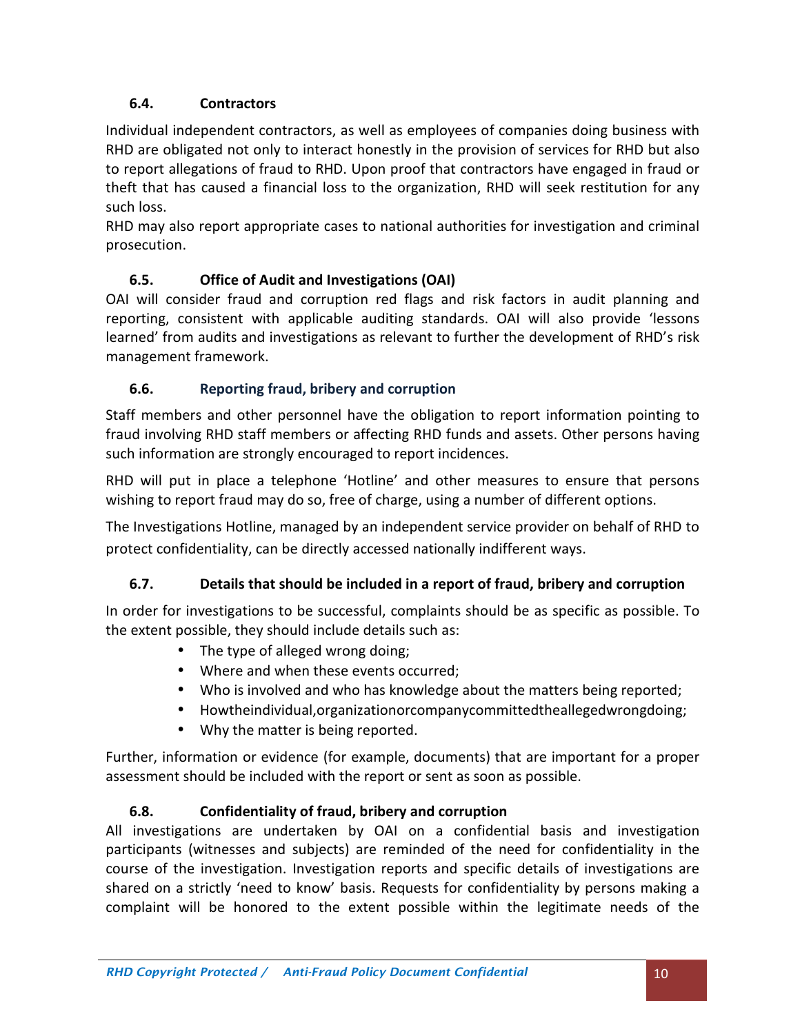### 6.4. Contractors

Individual independent contractors, as well as employees of companies doing business with RHD are obligated not only to interact honestly in the provision of services for RHD but also to report allegations of fraud to RHD. Upon proof that contractors have engaged in fraud or theft that has caused a financial loss to the organization, RHD will seek restitution for any such loss.

RHD may also report appropriate cases to national authorities for investigation and criminal prosecution.

### 6.5. Office of Audit and Investigations (OAI)

OAI will consider fraud and corruption red flags and risk factors in audit planning and reporting, consistent with applicable auditing standards. OAI will also provide 'lessons learned' from audits and investigations as relevant to further the development of RHD's risk management framework.

### 6.6. Reporting fraud, bribery and corruption

Staff members and other personnel have the obligation to report information pointing to fraud involving RHD staff members or affecting RHD funds and assets. Other persons having such information are strongly encouraged to report incidences.

RHD will put in place a telephone 'Hotline' and other measures to ensure that persons wishing to report fraud may do so, free of charge, using a number of different options.

The Investigations Hotline, managed by an independent service provider on behalf of RHD to protect confidentiality, can be directly accessed nationally indifferent ways.

### 6.7. Details that should be included in a report of fraud, bribery and corruption

In order for investigations to be successful, complaints should be as specific as possible. To the extent possible, they should include details such as:

- The type of alleged wrong doing;
- Where and when these events occurred;
- Who is involved and who has knowledge about the matters being reported;
- Howtheindividual,organizationorcompanycommittedtheallegedwrongdoing;
- Why the matter is being reported.

Further, information or evidence (for example, documents) that are important for a proper assessment should be included with the report or sent as soon as possible.

### 6.8. Confidentiality of fraud, bribery and corruption

All investigations are undertaken by OAI on a confidential basis and investigation participants (witnesses and subjects) are reminded of the need for confidentiality in the course of the investigation. Investigation reports and specific details of investigations are shared on a strictly 'need to know' basis. Requests for confidentiality by persons making a complaint will be honored to the extent possible within the legitimate needs of the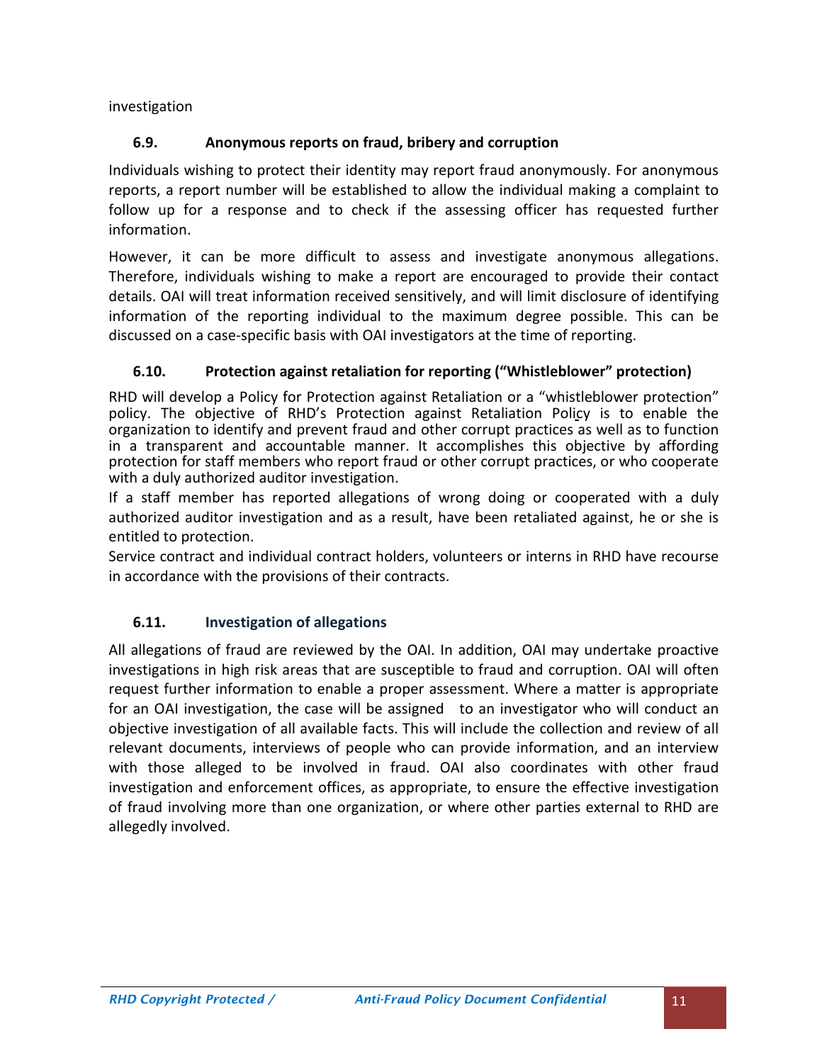investigation

### 6.9. Anonymous reports on fraud, bribery and corruption

Individuals wishing to protect their identity may report fraud anonymously. For anonymous reports, a report number will be established to allow the individual making a complaint to follow up for a response and to check if the assessing officer has requested further information.

However, it can be more difficult to assess and investigate anonymous allegations. Therefore, individuals wishing to make a report are encouraged to provide their contact details. OAI will treat information received sensitively, and will limit disclosure of identifying information of the reporting individual to the maximum degree possible. This can be discussed on a case-specific basis with OAI investigators at the time of reporting.

### 6.10. Protection against retaliation for reporting ("Whistleblower" protection)

RHD will develop a Policy for Protection against Retaliation or a "whistleblower protection" policy. The objective of RHD's Protection against Retaliation Policy is to enable the organization to identify and prevent fraud and other corrupt practices as well as to function in a transparent and accountable manner. It accomplishes this objective by affording protection for staff members who report fraud or other corrupt practices, or who cooperate with a duly authorized auditor investigation.

If a staff member has reported allegations of wrong doing or cooperated with a duly authorized auditor investigation and as a result, have been retaliated against, he or she is entitled to protection.

Service contract and individual contract holders, volunteers or interns in RHD have recourse in accordance with the provisions of their contracts.

### 6.11. Investigation of allegations

All allegations of fraud are reviewed by the OAI. In addition, OAI may undertake proactive investigations in high risk areas that are susceptible to fraud and corruption. OAI will often request further information to enable a proper assessment. Where a matter is appropriate for an OAI investigation, the case will be assigned to an investigator who will conduct an objective investigation of all available facts. This will include the collection and review of all relevant documents, interviews of people who can provide information, and an interview with those alleged to be involved in fraud. OAI also coordinates with other fraud investigation and enforcement offices, as appropriate, to ensure the effective investigation of fraud involving more than one organization, or where other parties external to RHD are allegedly involved.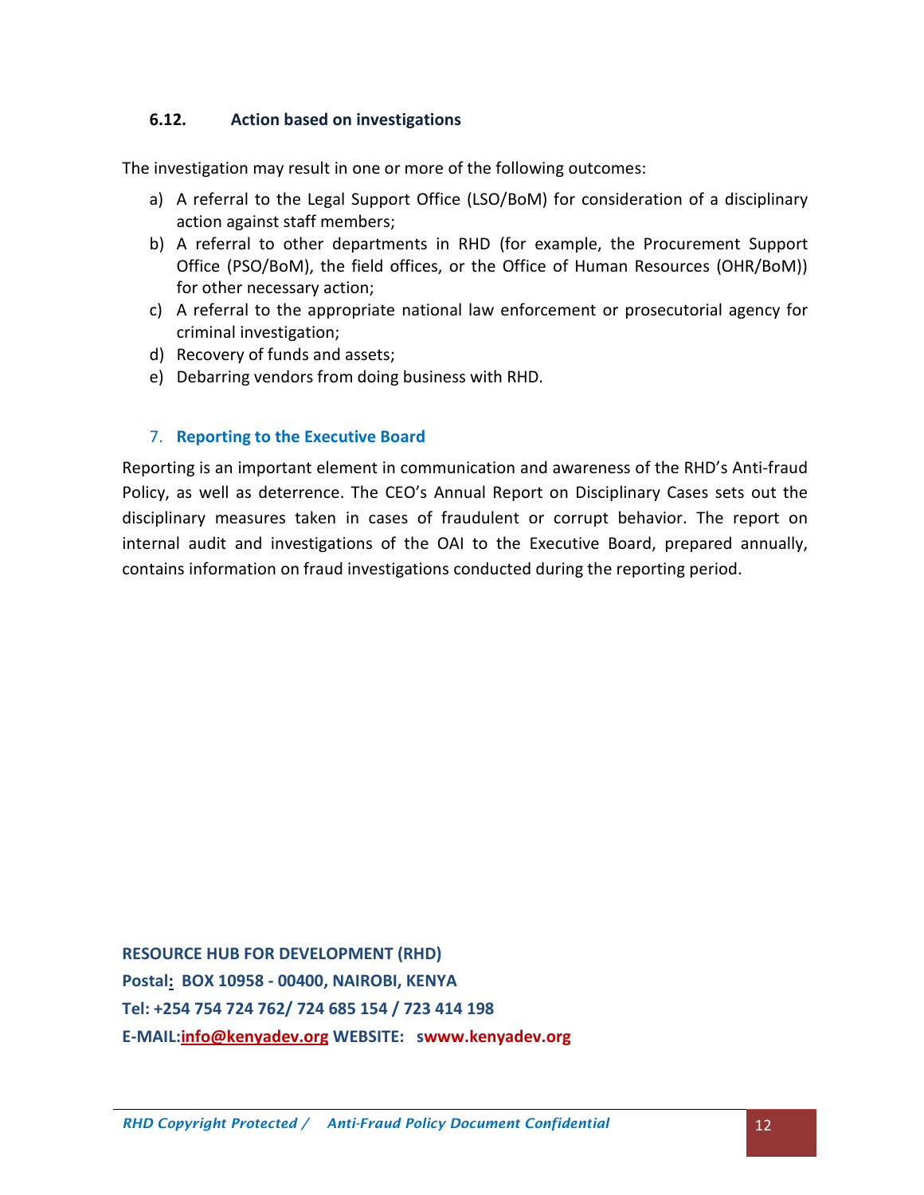#### 6.12. Action based on investigations

The investigation may result in one or more of the following outcomes:

a) A referral to the Legal Support Office (LSO/BoM) for consideration of a disciplinary action against staff members;
b) A referral to other departments in RHD (for example, the Procurement Support Office (PSO/BoM), the field offices, or the Office of Human Resources (OHR/BoM)) for other necessary action;
c) A referral to the appropriate national law enforcement or prosecutorial agency for criminal investigation;
d) Recovery of funds and assets;
e) Debarring vendors from doing business with RHD.

## 7. Reporting to the Executive Board

Reporting is an important element in communication and awareness of the RHD's Anti-fraud Policy, as well as deterrence. The CEO's Annual Report on Disciplinary Cases sets out the disciplinary measures taken in cases of fraudulent or corrupt behavior. The report on internal audit and investigations of the OAI to the Executive Board, prepared annually, contains information on fraud investigations conducted during the reporting period.

**RESOURCE HUB FOR DEVELOPMENT (RHD)**
**Postal: BOX 10958 - 00400, NAIROBI, KENYA**
**Tel: +254 754 724 762/ 724 685 154 / 723 414 198**
**E-MAIL:info@kenyadev.org WEBSITE: swww.kenyadev.org**